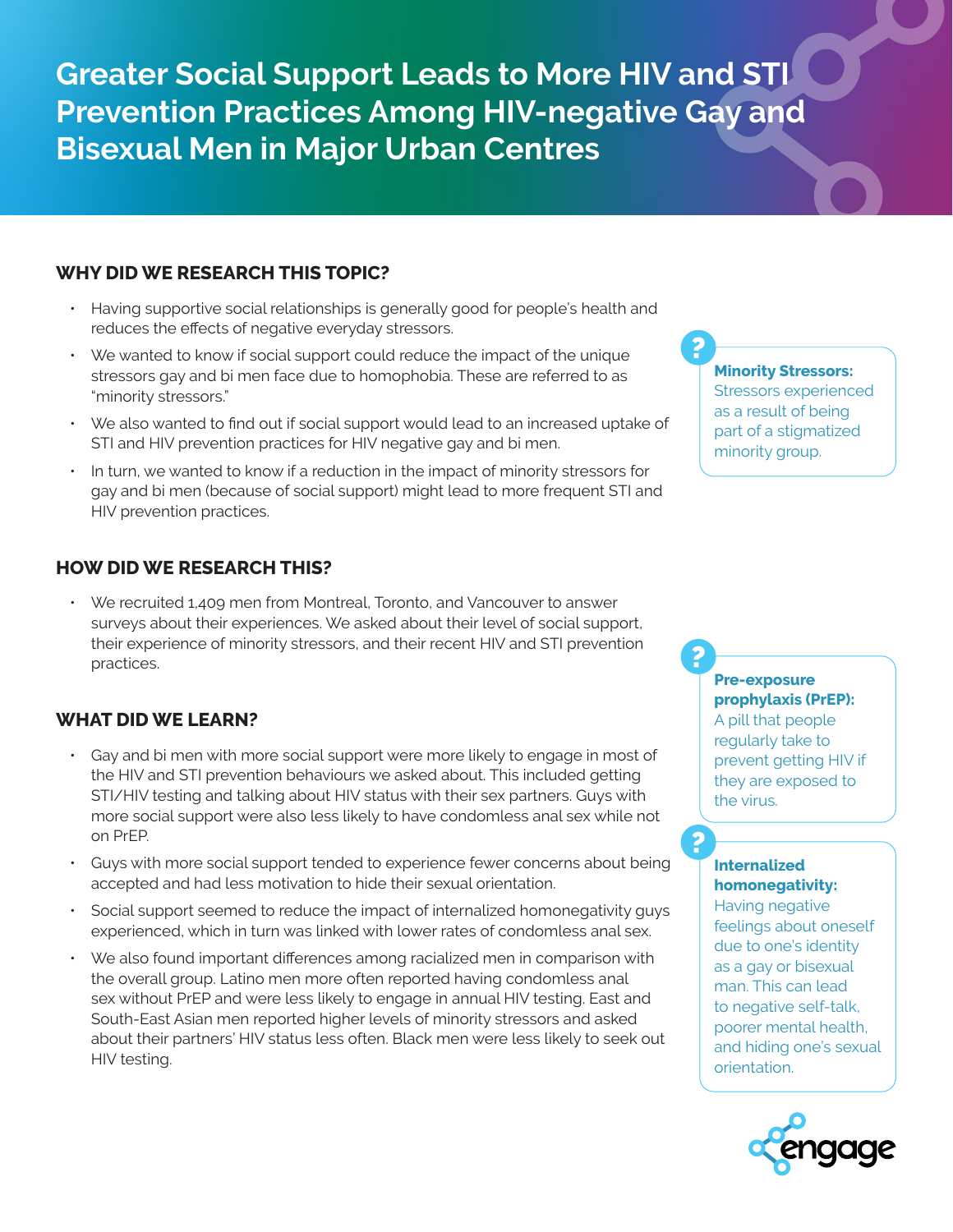# Greater Social Support Leads to More HIV and STI Prevention Practices Among HIV-negative Gay and Bisexual Men in Major Urban Centres

## WHY DID WE RESEARCH THIS TOPIC?

- Having supportive social relationships is generally good for people's health and reduces the effects of negative everyday stressors.
- We wanted to know if social support could reduce the impact of the unique stressors gay and bi men face due to homophobia. These are referred to as "minority stressors."
- We also wanted to find out if social support would lead to an increased uptake of STI and HIV prevention practices for HIV negative gay and bi men.
- In turn, we wanted to know if a reduction in the impact of minority stressors for gay and bi men (because of social support) might lead to more frequent STI and HIV prevention practices.

> **Minority Stressors:** Stressors experienced as a result of being part of a stigmatized minority group.

## HOW DID WE RESEARCH THIS?

- We recruited 1,409 men from Montreal, Toronto, and Vancouver to answer surveys about their experiences. We asked about their level of social support, their experience of minority stressors, and their recent HIV and STI prevention practices.

## WHAT DID WE LEARN?

- Gay and bi men with more social support were more likely to engage in most of the HIV and STI prevention behaviours we asked about. This included getting STI/HIV testing and talking about HIV status with their sex partners. Guys with more social support were also less likely to have condomless anal sex while not on PrEP.
- Guys with more social support tended to experience fewer concerns about being accepted and had less motivation to hide their sexual orientation.
- Social support seemed to reduce the impact of internalized homonegativity guys experienced, which in turn was linked with lower rates of condomless anal sex.
- We also found important differences among racialized men in comparison with the overall group. Latino men more often reported having condomless anal sex without PrEP and were less likely to engage in annual HIV testing. East and South-East Asian men reported higher levels of minority stressors and asked about their partners' HIV status less often. Black men were less likely to seek out HIV testing.

> **Pre-exposure prophylaxis (PrEP):** A pill that people regularly take to prevent getting HIV if they are exposed to the virus.

> **Internalized homonegativity:** Having negative feelings about oneself due to one's identity as a gay or bisexual man. This can lead to negative self-talk, poorer mental health, and hiding one's sexual orientation.

engage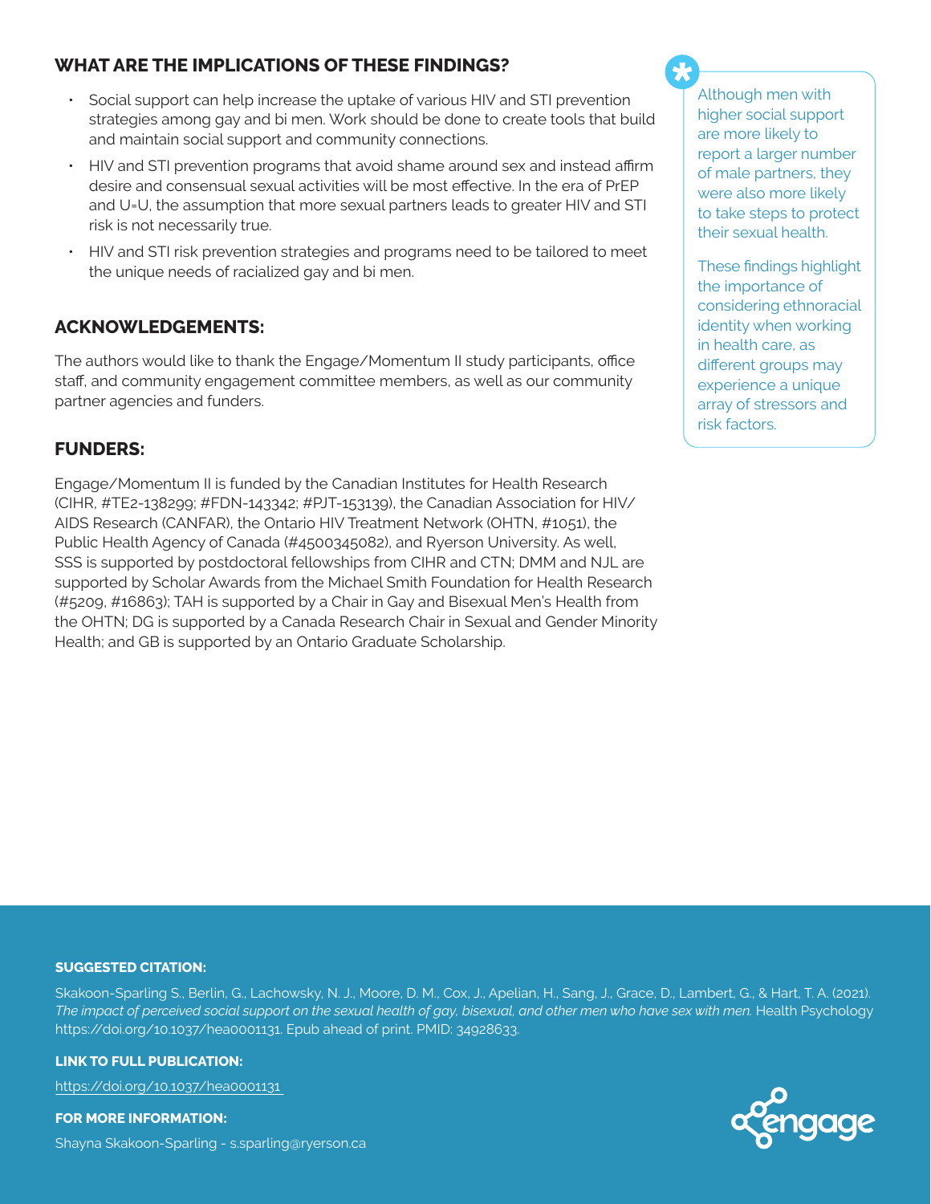## WHAT ARE THE IMPLICATIONS OF THESE FINDINGS?

- Social support can help increase the uptake of various HIV and STI prevention strategies among gay and bi men. Work should be done to create tools that build and maintain social support and community connections.
- HIV and STI prevention programs that avoid shame around sex and instead affirm desire and consensual sexual activities will be most effective. In the era of PrEP and U=U, the assumption that more sexual partners leads to greater HIV and STI risk is not necessarily true.
- HIV and STI risk prevention strategies and programs need to be tailored to meet the unique needs of racialized gay and bi men.

Although men with higher social support are more likely to report a larger number of male partners, they were also more likely to take steps to protect their sexual health.

These findings highlight the importance of considering ethnoracial identity when working in health care, as different groups may experience a unique array of stressors and risk factors.

## ACKNOWLEDGEMENTS:

The authors would like to thank the Engage/Momentum II study participants, office staff, and community engagement committee members, as well as our community partner agencies and funders.

## FUNDERS:

Engage/Momentum II is funded by the Canadian Institutes for Health Research (CIHR, #TE2-138299; #FDN-143342; #PJT-153139), the Canadian Association for HIV/AIDS Research (CANFAR), the Ontario HIV Treatment Network (OHTN, #1051), the Public Health Agency of Canada (#4500345082), and Ryerson University. As well, SSS is supported by postdoctoral fellowships from CIHR and CTN; DMM and NJL are supported by Scholar Awards from the Michael Smith Foundation for Health Research (#5209, #16863); TAH is supported by a Chair in Gay and Bisexual Men's Health from the OHTN; DG is supported by a Canada Research Chair in Sexual and Gender Minority Health; and GB is supported by an Ontario Graduate Scholarship.

**SUGGESTED CITATION:**

Skakoon-Sparling S., Berlin, G., Lachowsky, N. J., Moore, D. M., Cox, J., Apelian, H., Sang, J., Grace, D., Lambert, G., & Hart, T. A. (2021). *The impact of perceived social support on the sexual health of gay, bisexual, and other men who have sex with men.* Health Psychology https://doi.org/10.1037/hea0001131. Epub ahead of print. PMID: 34928633.

**LINK TO FULL PUBLICATION:**

https://doi.org/10.1037/hea0001131

**FOR MORE INFORMATION:**

Shayna Skakoon-Sparling - s.sparling@ryerson.ca

engage